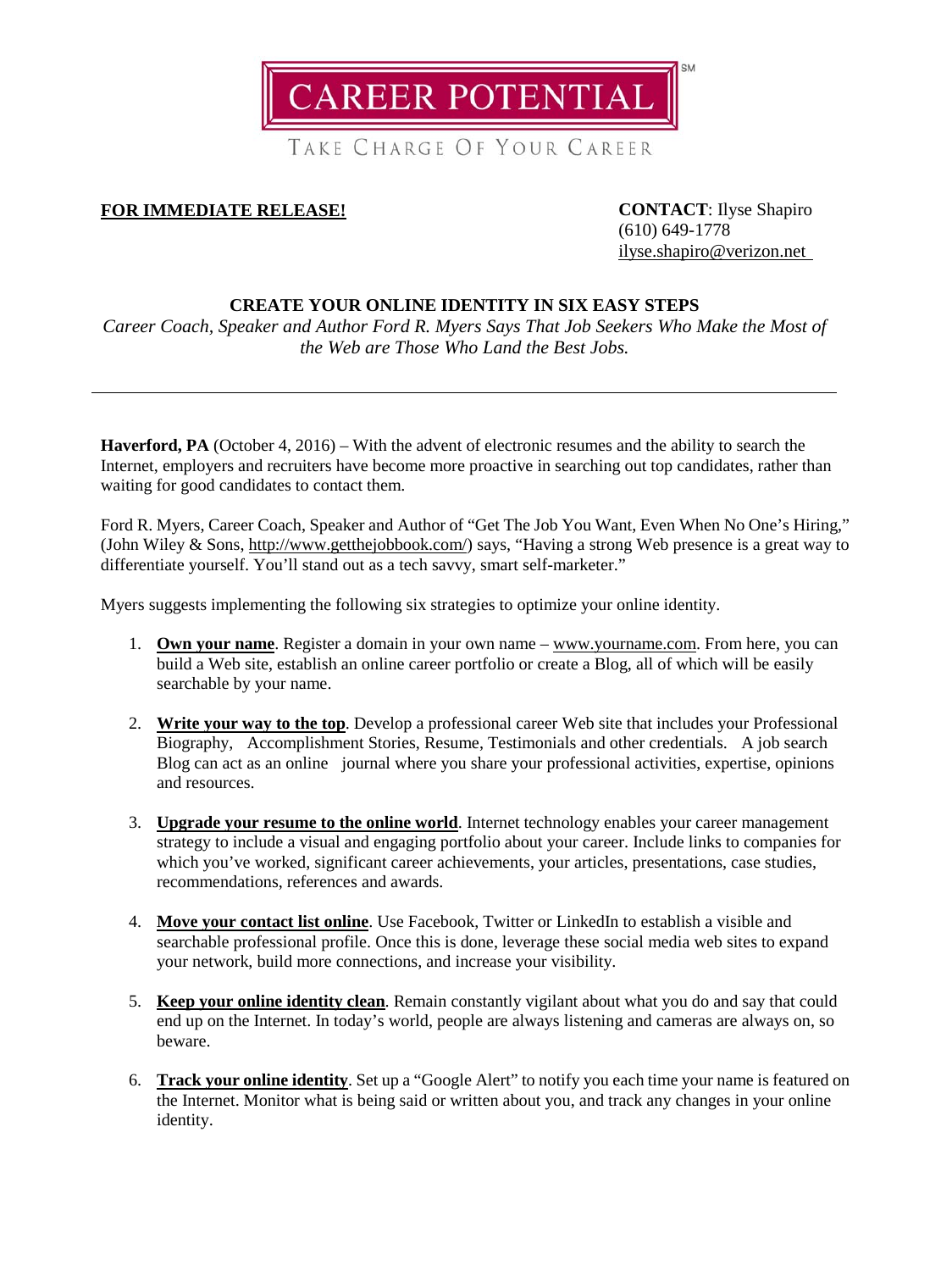**CAREER POTENTIAL**[SM]

TAKE CHARGE OF YOUR CAREER

**FOR IMMEDIATE RELEASE!**

**CONTACT**: Ilyse Shapiro
(610) 649-1778
ilyse.shapiro@verizon.net

## CREATE YOUR ONLINE IDENTITY IN SIX EASY STEPS

*Career Coach, Speaker and Author Ford R. Myers Says That Job Seekers Who Make the Most of the Web are Those Who Land the Best Jobs.*

---

**Haverford, PA** (October 4, 2016) – With the advent of electronic resumes and the ability to search the Internet, employers and recruiters have become more proactive in searching out top candidates, rather than waiting for good candidates to contact them.

Ford R. Myers, Career Coach, Speaker and Author of "Get The Job You Want, Even When No One's Hiring," (John Wiley & Sons, http://www.getthejobbook.com/) says, "Having a strong Web presence is a great way to differentiate yourself. You'll stand out as a tech savvy, smart self-marketer."

Myers suggests implementing the following six strategies to optimize your online identity.

1. **Own your name**. Register a domain in your own name – www.yourname.com. From here, you can build a Web site, establish an online career portfolio or create a Blog, all of which will be easily searchable by your name.

2. **Write your way to the top**. Develop a professional career Web site that includes your Professional Biography, Accomplishment Stories, Resume, Testimonials and other credentials. A job search Blog can act as an online journal where you share your professional activities, expertise, opinions and resources.

3. **Upgrade your resume to the online world**. Internet technology enables your career management strategy to include a visual and engaging portfolio about your career. Include links to companies for which you've worked, significant career achievements, your articles, presentations, case studies, recommendations, references and awards.

4. **Move your contact list online**. Use Facebook, Twitter or LinkedIn to establish a visible and searchable professional profile. Once this is done, leverage these social media web sites to expand your network, build more connections, and increase your visibility.

5. **Keep your online identity clean**. Remain constantly vigilant about what you do and say that could end up on the Internet. In today's world, people are always listening and cameras are always on, so beware.

6. **Track your online identity**. Set up a "Google Alert" to notify you each time your name is featured on the Internet. Monitor what is being said or written about you, and track any changes in your online identity.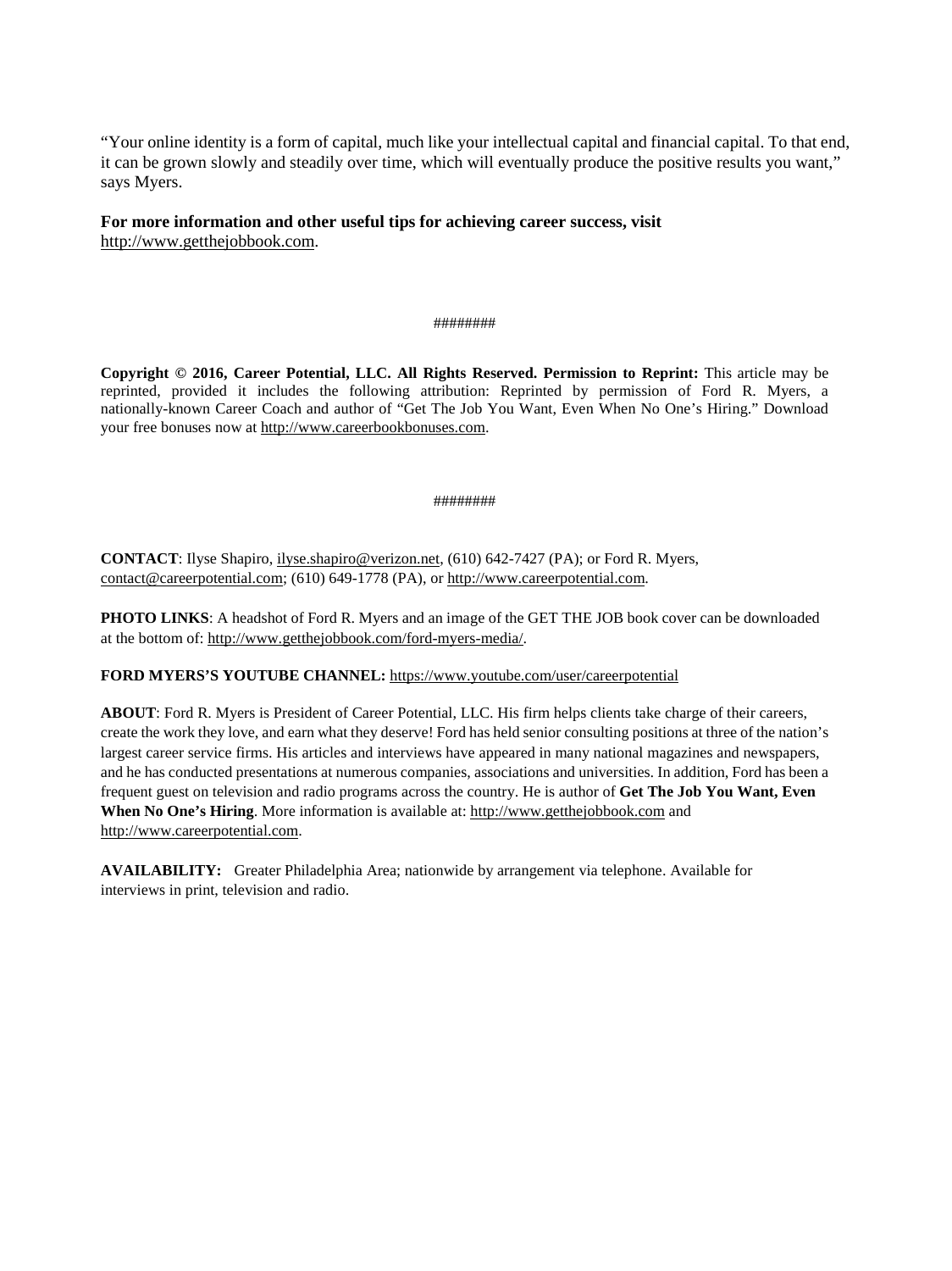"Your online identity is a form of capital, much like your intellectual capital and financial capital. To that end, it can be grown slowly and steadily over time, which will eventually produce the positive results you want," says Myers.

**For more information and other useful tips for achieving career success, visit** http://www.getthejobbook.com.

########

**Copyright © 2016, Career Potential, LLC. All Rights Reserved. Permission to Reprint:** This article may be reprinted, provided it includes the following attribution: Reprinted by permission of Ford R. Myers, a nationally-known Career Coach and author of "Get The Job You Want, Even When No One's Hiring." Download your free bonuses now at http://www.careerbookbonuses.com.

########

**CONTACT**: Ilyse Shapiro, ilyse.shapiro@verizon.net, (610) 642-7427 (PA); or Ford R. Myers, contact@careerpotential.com; (610) 649-1778 (PA), or http://www.careerpotential.com.

**PHOTO LINKS**: A headshot of Ford R. Myers and an image of the GET THE JOB book cover can be downloaded at the bottom of: http://www.getthejobbook.com/ford-myers-media/.

**FORD MYERS'S YOUTUBE CHANNEL:** https://www.youtube.com/user/careerpotential

**ABOUT**: Ford R. Myers is President of Career Potential, LLC. His firm helps clients take charge of their careers, create the work they love, and earn what they deserve! Ford has held senior consulting positions at three of the nation's largest career service firms. His articles and interviews have appeared in many national magazines and newspapers, and he has conducted presentations at numerous companies, associations and universities. In addition, Ford has been a frequent guest on television and radio programs across the country. He is author of **Get The Job You Want, Even When No One's Hiring**. More information is available at: http://www.getthejobbook.com and http://www.careerpotential.com.

**AVAILABILITY:** Greater Philadelphia Area; nationwide by arrangement via telephone. Available for interviews in print, television and radio.